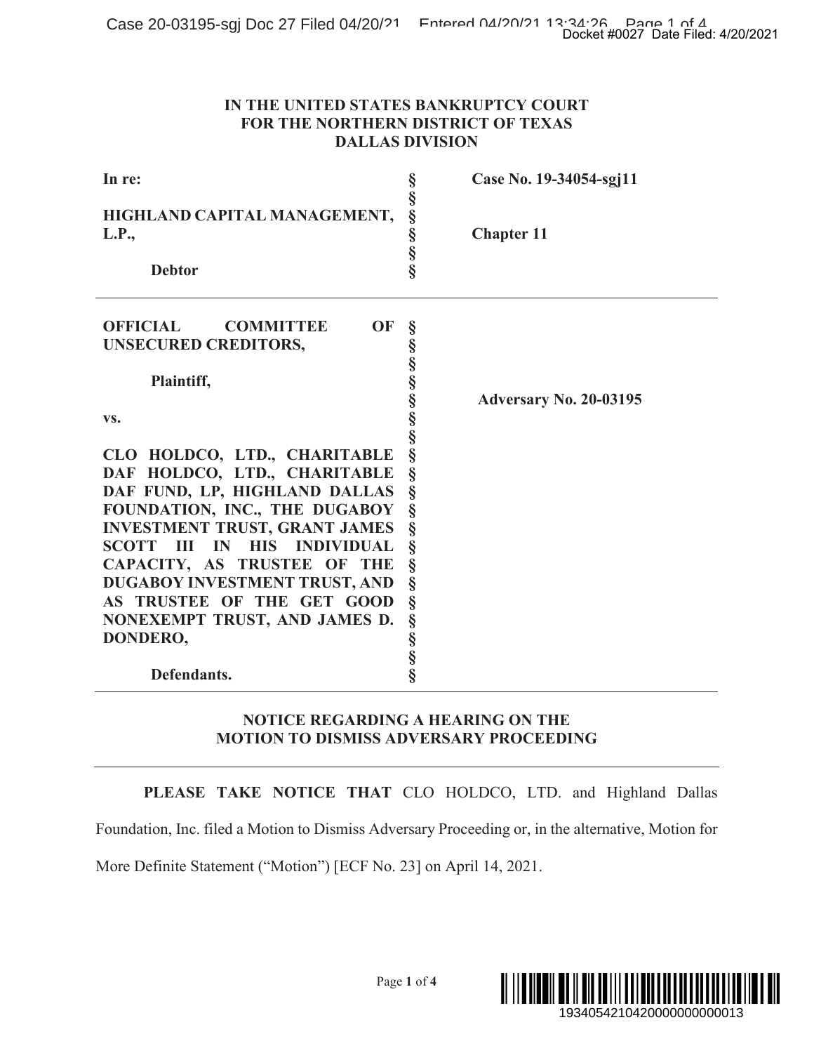**IN THE UNITED STATES BANKRUPTCY COURT**
**FOR THE NORTHERN DISTRICT OF TEXAS**
**DALLAS DIVISION**

| | | |
|---|---|---|
| **In re:** | § | **Case No. 19-34054-sgj11** |
| | § | |
| **HIGHLAND CAPITAL MANAGEMENT, L.P.,** | § | **Chapter 11** |
| | § | |
| **Debtor** | § | |

| | | |
|---|---|---|
| **OFFICIAL COMMITTEE OF UNSECURED CREDITORS,** | § | |
| | § | |
| **Plaintiff,** | § | **Adversary No. 20-03195** |
| | § | |
| **vs.** | § | |
| | § | |
| **CLO HOLDCO, LTD., CHARITABLE DAF HOLDCO, LTD., CHARITABLE DAF FUND, LP, HIGHLAND DALLAS FOUNDATION, INC., THE DUGABOY INVESTMENT TRUST, GRANT JAMES SCOTT III IN HIS INDIVIDUAL CAPACITY, AS TRUSTEE OF THE DUGABOY INVESTMENT TRUST, AND AS TRUSTEE OF THE GET GOOD NONEXEMPT TRUST, AND JAMES D. DONDERO,** | § | |
| | § | |
| **Defendants.** | § | |

## NOTICE REGARDING A HEARING ON THE MOTION TO DISMISS ADVERSARY PROCEEDING

**PLEASE TAKE NOTICE THAT** CLO HOLDCO, LTD. and Highland Dallas Foundation, Inc. filed a Motion to Dismiss Adversary Proceeding or, in the alternative, Motion for More Definite Statement ("Motion") [ECF No. 23] on April 14, 2021.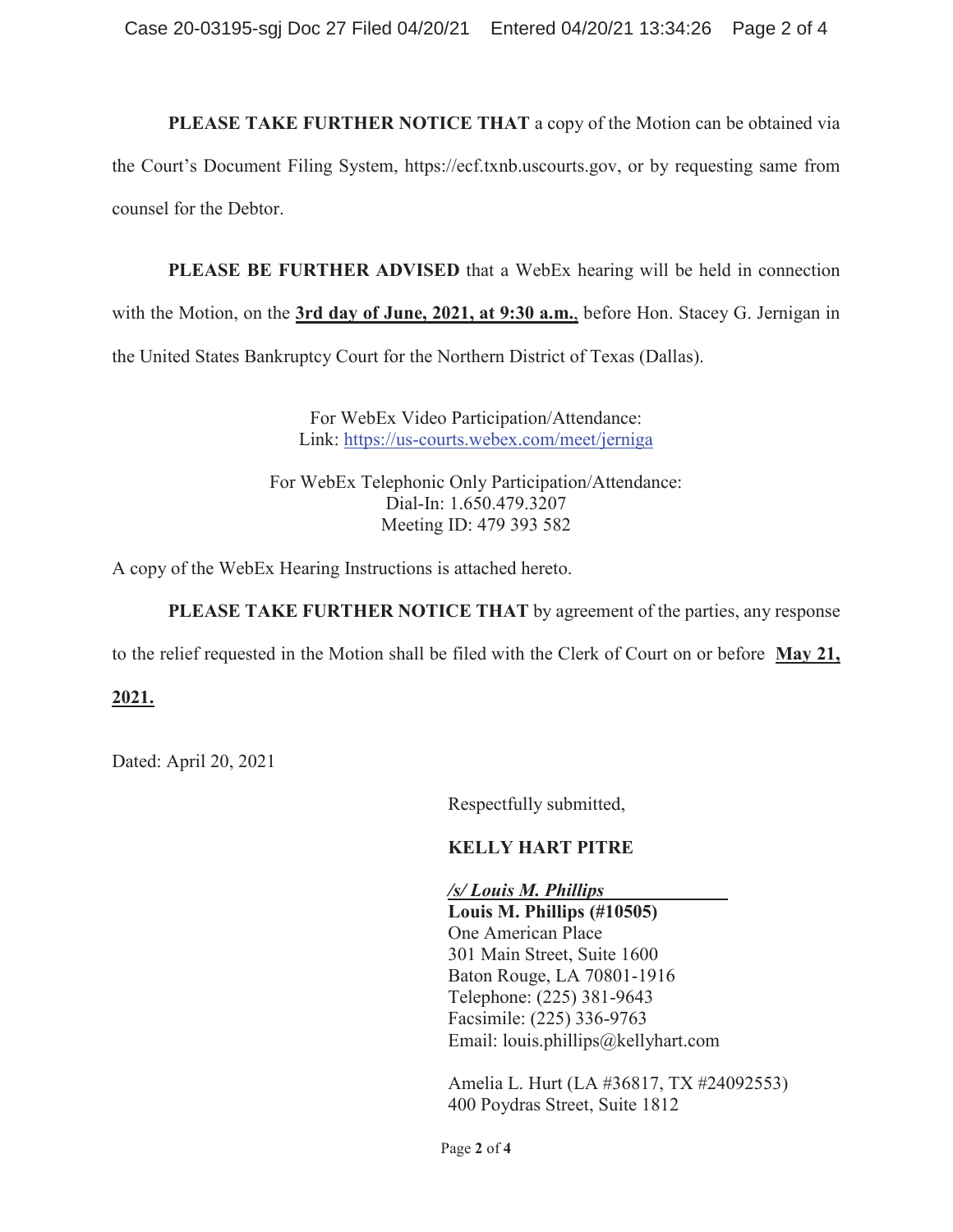**PLEASE TAKE FURTHER NOTICE THAT** a copy of the Motion can be obtained via the Court's Document Filing System, https://ecf.txnb.uscourts.gov, or by requesting same from counsel for the Debtor.

**PLEASE BE FURTHER ADVISED** that a WebEx hearing will be held in connection with the Motion, on the **3rd day of June, 2021, at 9:30 a.m.**, before Hon. Stacey G. Jernigan in the United States Bankruptcy Court for the Northern District of Texas (Dallas).

For WebEx Video Participation/Attendance:
Link: https://us-courts.webex.com/meet/jerniga

For WebEx Telephonic Only Participation/Attendance:
Dial-In: 1.650.479.3207
Meeting ID: 479 393 582

A copy of the WebEx Hearing Instructions is attached hereto.

**PLEASE TAKE FURTHER NOTICE THAT** by agreement of the parties, any response to the relief requested in the Motion shall be filed with the Clerk of Court on or before **May 21, 2021.**

Dated: April 20, 2021

Respectfully submitted,

**KELLY HART PITRE**

***/s/ Louis M. Phillips***
**Louis M. Phillips (#10505)**
One American Place
301 Main Street, Suite 1600
Baton Rouge, LA 70801-1916
Telephone: (225) 381-9643
Facsimile: (225) 336-9763
Email: louis.phillips@kellyhart.com

Amelia L. Hurt (LA #36817, TX #24092553)
400 Poydras Street, Suite 1812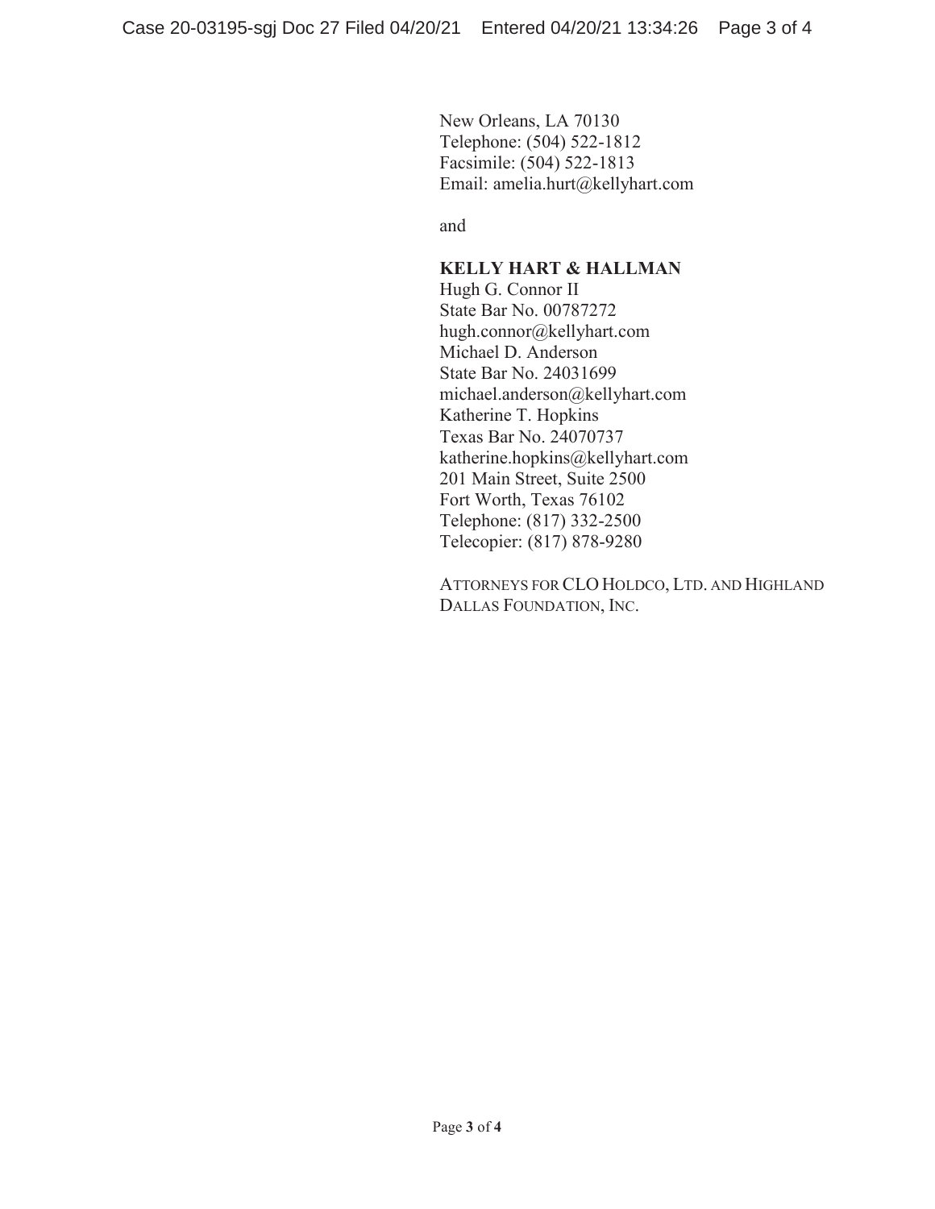New Orleans, LA 70130
Telephone: (504) 522-1812
Facsimile: (504) 522-1813
Email: amelia.hurt@kellyhart.com

and

**KELLY HART & HALLMAN**
Hugh G. Connor II
State Bar No. 00787272
hugh.connor@kellyhart.com
Michael D. Anderson
State Bar No. 24031699
michael.anderson@kellyhart.com
Katherine T. Hopkins
Texas Bar No. 24070737
katherine.hopkins@kellyhart.com
201 Main Street, Suite 2500
Fort Worth, Texas 76102
Telephone: (817) 332-2500
Telecopier: (817) 878-9280

ATTORNEYS FOR CLO HOLDCO, LTD. AND HIGHLAND DALLAS FOUNDATION, INC.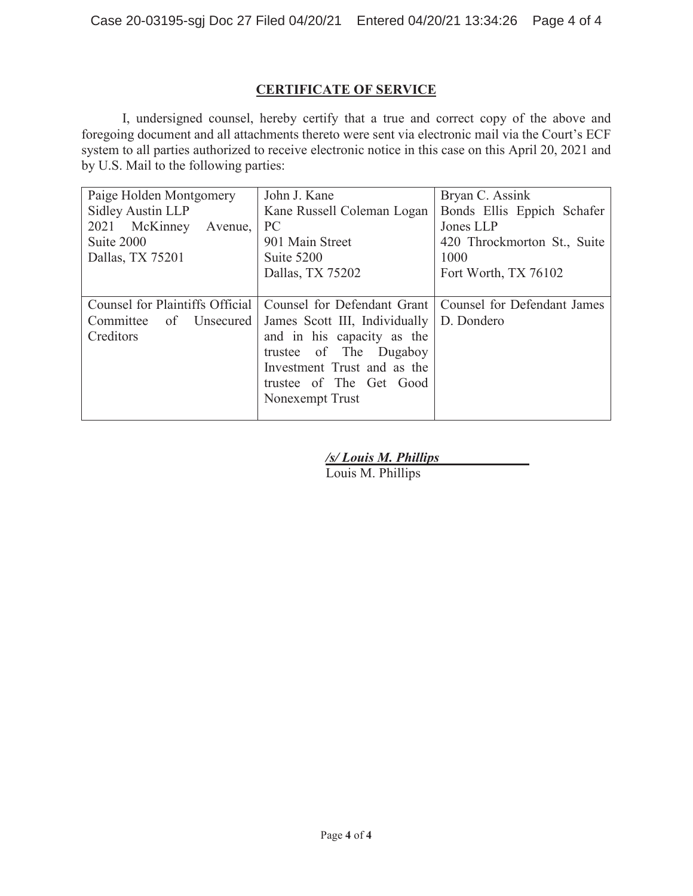## CERTIFICATE OF SERVICE

I, undersigned counsel, hereby certify that a true and correct copy of the above and foregoing document and all attachments thereto were sent via electronic mail via the Court's ECF system to all parties authorized to receive electronic notice in this case on this April 20, 2021 and by U.S. Mail to the following parties:

| Paige Holden Montgomery<br>Sidley Austin LLP<br>2021 McKinney Avenue, Suite 2000<br>Dallas, TX 75201 | John J. Kane<br>Kane Russell Coleman Logan PC<br>901 Main Street<br>Suite 5200<br>Dallas, TX 75202 | Bryan C. Assink<br>Bonds Ellis Eppich Schafer Jones LLP<br>420 Throckmorton St., Suite 1000<br>Fort Worth, TX 76102 |
|---|---|---|
| Counsel for Plaintiffs Official Committee of Unsecured Creditors | Counsel for Defendant Grant James Scott III, Individually and in his capacity as the trustee of The Dugaboy Investment Trust and as the trustee of The Get Good Nonexempt Trust | Counsel for Defendant James D. Dondero |

***/s/ Louis M. Phillips***
Louis M. Phillips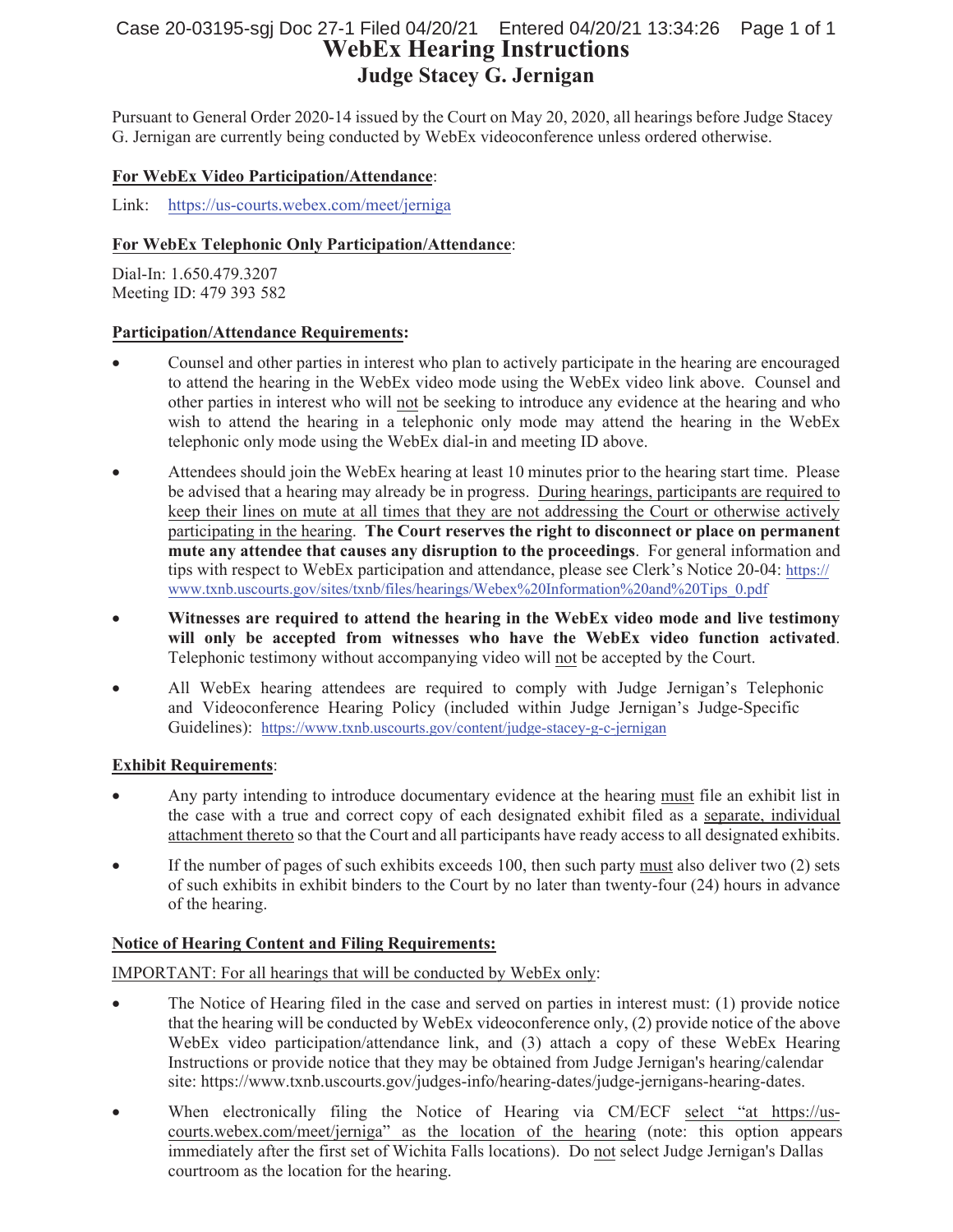# WebEx Hearing Instructions
## Judge Stacey G. Jernigan

Pursuant to General Order 2020-14 issued by the Court on May 20, 2020, all hearings before Judge Stacey G. Jernigan are currently being conducted by WebEx videoconference unless ordered otherwise.

**For WebEx Video Participation/Attendance**:

Link: https://us-courts.webex.com/meet/jerniga

**For WebEx Telephonic Only Participation/Attendance**:

Dial-In: 1.650.479.3207
Meeting ID: 479 393 582

**Participation/Attendance Requirements:**

- Counsel and other parties in interest who plan to actively participate in the hearing are encouraged to attend the hearing in the WebEx video mode using the WebEx video link above. Counsel and other parties in interest who will not be seeking to introduce any evidence at the hearing and who wish to attend the hearing in a telephonic only mode may attend the hearing in the WebEx telephonic only mode using the WebEx dial-in and meeting ID above.
- Attendees should join the WebEx hearing at least 10 minutes prior to the hearing start time. Please be advised that a hearing may already be in progress. During hearings, participants are required to keep their lines on mute at all times that they are not addressing the Court or otherwise actively participating in the hearing. **The Court reserves the right to disconnect or place on permanent mute any attendee that causes any disruption to the proceedings**. For general information and tips with respect to WebEx participation and attendance, please see Clerk's Notice 20-04: https://www.txnb.uscourts.gov/sites/txnb/files/hearings/Webex%20Information%20and%20Tips_0.pdf
- **Witnesses are required to attend the hearing in the WebEx video mode and live testimony will only be accepted from witnesses who have the WebEx video function activated**. Telephonic testimony without accompanying video will not be accepted by the Court.
- All WebEx hearing attendees are required to comply with Judge Jernigan's Telephonic and Videoconference Hearing Policy (included within Judge Jernigan's Judge-Specific Guidelines): https://www.txnb.uscourts.gov/content/judge-stacey-g-c-jernigan

**Exhibit Requirements**:

- Any party intending to introduce documentary evidence at the hearing must file an exhibit list in the case with a true and correct copy of each designated exhibit filed as a separate, individual attachment thereto so that the Court and all participants have ready access to all designated exhibits.
- If the number of pages of such exhibits exceeds 100, then such party must also deliver two (2) sets of such exhibits in exhibit binders to the Court by no later than twenty-four (24) hours in advance of the hearing.

**Notice of Hearing Content and Filing Requirements:**

IMPORTANT: For all hearings that will be conducted by WebEx only:

- The Notice of Hearing filed in the case and served on parties in interest must: (1) provide notice that the hearing will be conducted by WebEx videoconference only, (2) provide notice of the above WebEx video participation/attendance link, and (3) attach a copy of these WebEx Hearing Instructions or provide notice that they may be obtained from Judge Jernigan's hearing/calendar site: https://www.txnb.uscourts.gov/judges-info/hearing-dates/judge-jernigans-hearing-dates.
- When electronically filing the Notice of Hearing via CM/ECF select "at https://us-courts.webex.com/meet/jerniga" as the location of the hearing (note: this option appears immediately after the first set of Wichita Falls locations). Do not select Judge Jernigan's Dallas courtroom as the location for the hearing.